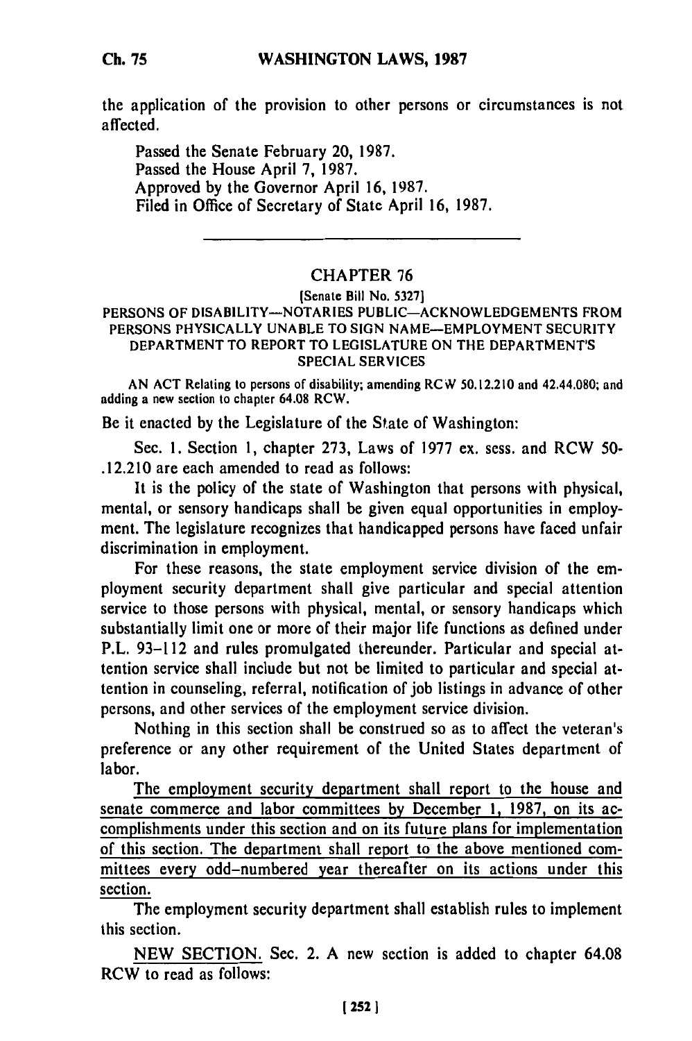the application of the provision to other persons or circumstances is not affected.

Passed the Senate February 20, 1987.
Passed the House April 7, 1987.
Approved by the Governor April 16, 1987.
Filed in Office of Secretary of State April 16, 1987.

---

## CHAPTER 76

[Senate Bill No. 5327]

PERSONS OF DISABILITY—NOTARIES PUBLIC—ACKNOWLEDGEMENTS FROM PERSONS PHYSICALLY UNABLE TO SIGN NAME—EMPLOYMENT SECURITY DEPARTMENT TO REPORT TO LEGISLATURE ON THE DEPARTMENT'S SPECIAL SERVICES

AN ACT Relating to persons of disability; amending RCW 50.12.210 and 42.44.080; and adding a new section to chapter 64.08 RCW.

Be it enacted by the Legislature of the State of Washington:

Sec. 1. Section 1, chapter 273, Laws of 1977 ex. sess. and RCW 50-.12.210 are each amended to read as follows:

It is the policy of the state of Washington that persons with physical, mental, or sensory handicaps shall be given equal opportunities in employment. The legislature recognizes that handicapped persons have faced unfair discrimination in employment.

For these reasons, the state employment service division of the employment security department shall give particular and special attention service to those persons with physical, mental, or sensory handicaps which substantially limit one or more of their major life functions as defined under P.L. 93-112 and rules promulgated thereunder. Particular and special attention service shall include but not be limited to particular and special attention in counseling, referral, notification of job listings in advance of other persons, and other services of the employment service division.

Nothing in this section shall be construed so as to affect the veteran's preference or any other requirement of the United States department of labor.

<u>The employment security department shall report to the house and senate commerce and labor committees by December 1, 1987, on its accomplishments under this section and on its future plans for implementation of this section. The department shall report to the above mentioned committees every odd-numbered year thereafter on its actions under this section.</u>

The employment security department shall establish rules to implement this section.

<u>NEW SECTION.</u> Sec. 2. A new section is added to chapter 64.08 RCW to read as follows: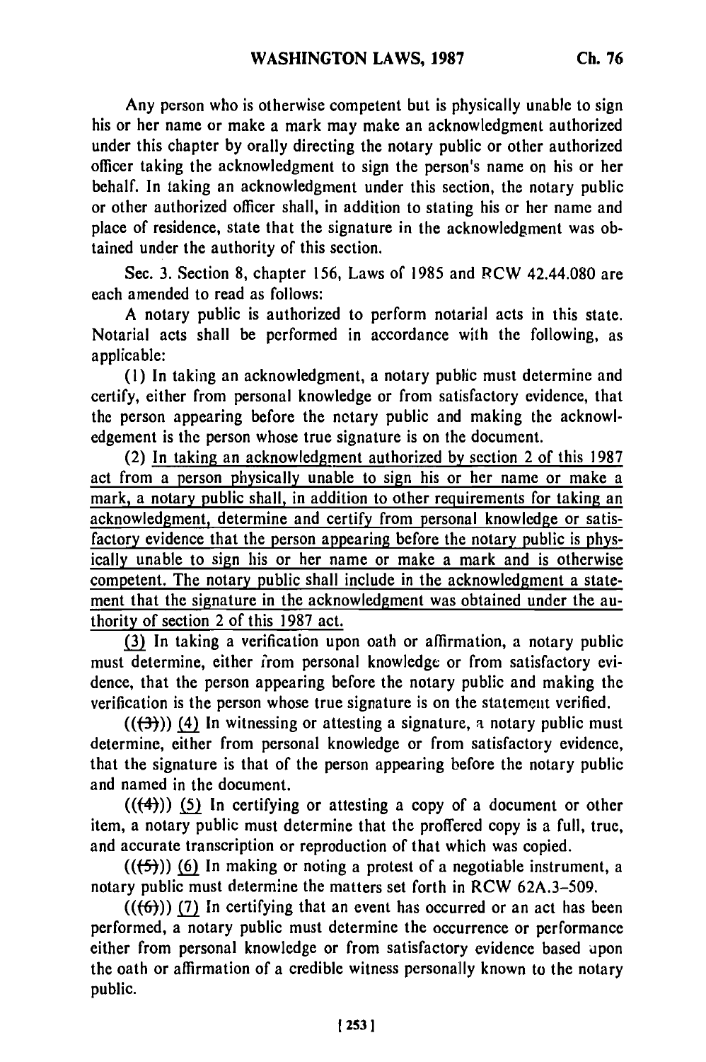Any person who is otherwise competent but is physically unable to sign his or her name or make a mark may make an acknowledgment authorized under this chapter by orally directing the notary public or other authorized officer taking the acknowledgment to sign the person's name on his or her behalf. In taking an acknowledgment under this section, the notary public or other authorized officer shall, in addition to stating his or her name and place of residence, state that the signature in the acknowledgment was obtained under the authority of this section.

Sec. 3. Section 8, chapter 156, Laws of 1985 and RCW 42.44.080 are each amended to read as follows:

A notary public is authorized to perform notarial acts in this state. Notarial acts shall be performed in accordance with the following, as applicable:

(1) In taking an acknowledgment, a notary public must determine and certify, either from personal knowledge or from satisfactory evidence, that the person appearing before the notary public and making the acknowledgement is the person whose true signature is on the document.

(2) In taking an acknowledgment authorized by section 2 of this 1987 act from a person physically unable to sign his or her name or make a mark, a notary public shall, in addition to other requirements for taking an acknowledgment, determine and certify from personal knowledge or satisfactory evidence that the person appearing before the notary public is physically unable to sign his or her name or make a mark and is otherwise competent. The notary public shall include in the acknowledgment a statement that the signature in the acknowledgment was obtained under the authority of section 2 of this 1987 act.

(3) In taking a verification upon oath or affirmation, a notary public must determine, either from personal knowledge or from satisfactory evidence, that the person appearing before the notary public and making the verification is the person whose true signature is on the statement verified.

((~~(3)~~)) (4) In witnessing or attesting a signature, a notary public must determine, either from personal knowledge or from satisfactory evidence, that the signature is that of the person appearing before the notary public and named in the document.

((~~(4)~~)) (5) In certifying or attesting a copy of a document or other item, a notary public must determine that the proffered copy is a full, true, and accurate transcription or reproduction of that which was copied.

((~~(5)~~)) (6) In making or noting a protest of a negotiable instrument, a notary public must determine the matters set forth in RCW 62A.3-509.

((~~(6)~~)) (7) In certifying that an event has occurred or an act has been performed, a notary public must determine the occurrence or performance either from personal knowledge or from satisfactory evidence based upon the oath or affirmation of a credible witness personally known to the notary public.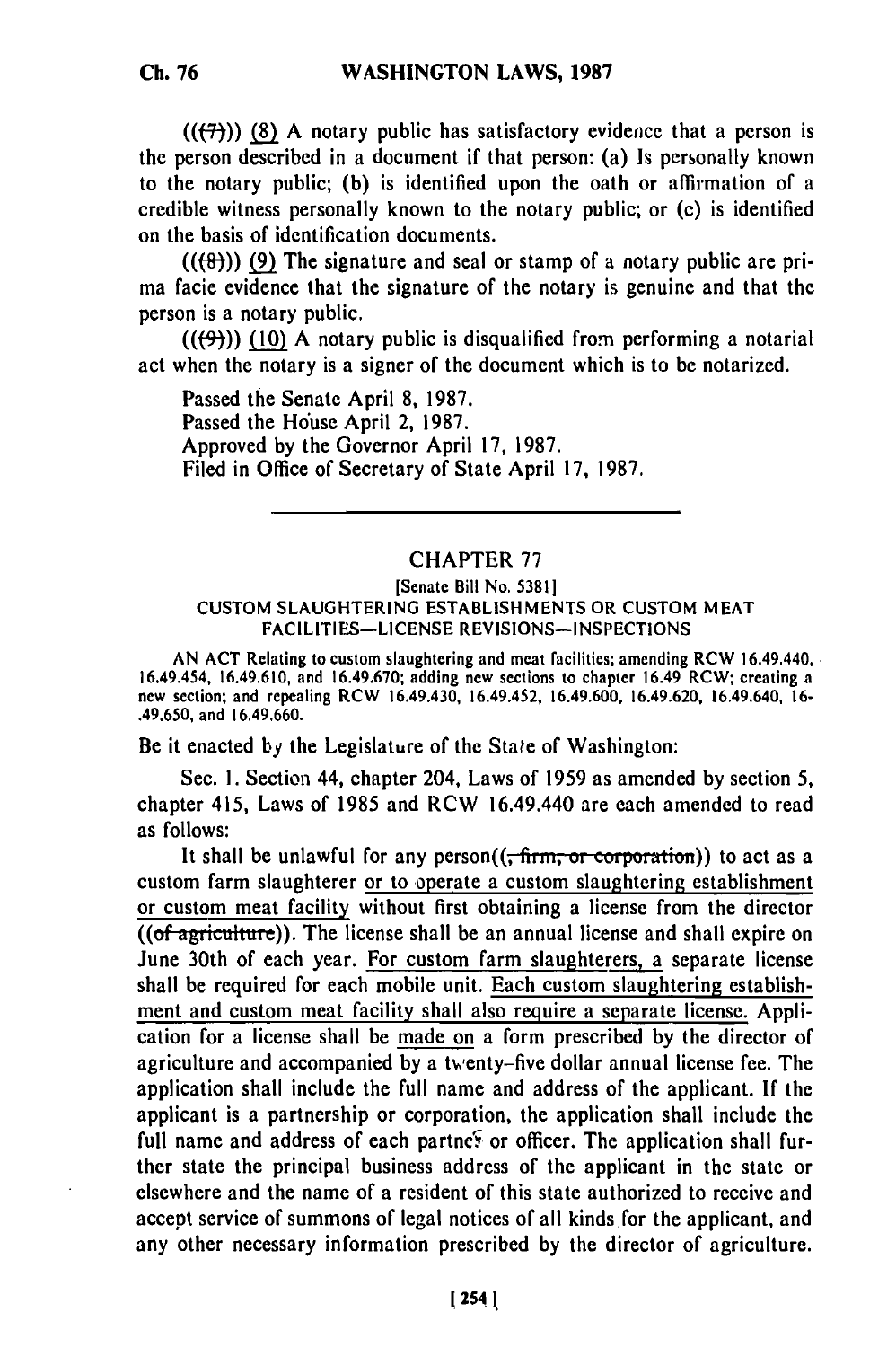(((7))) (8) A notary public has satisfactory evidence that a person is the person described in a document if that person: (a) Is personally known to the notary public; (b) is identified upon the oath or affirmation of a credible witness personally known to the notary public; or (c) is identified on the basis of identification documents.

(((8))) (9) The signature and seal or stamp of a notary public are prima facie evidence that the signature of the notary is genuine and that the person is a notary public.

(((9))) (10) A notary public is disqualified from performing a notarial act when the notary is a signer of the document which is to be notarized.

Passed the Senate April 8, 1987.
Passed the House April 2, 1987.
Approved by the Governor April 17, 1987.
Filed in Office of Secretary of State April 17, 1987.

---

## CHAPTER 77

[Senate Bill No. 5381]

### CUSTOM SLAUGHTERING ESTABLISHMENTS OR CUSTOM MEAT FACILITIES—LICENSE REVISIONS—INSPECTIONS

AN ACT Relating to custom slaughtering and meat facilities; amending RCW 16.49.440, 16.49.454, 16.49.610, and 16.49.670; adding new sections to chapter 16.49 RCW; creating a new section; and repealing RCW 16.49.430, 16.49.452, 16.49.600, 16.49.620, 16.49.640, 16-.49.650, and 16.49.660.

Be it enacted by the Legislature of the State of Washington:

Sec. 1. Section 44, chapter 204, Laws of 1959 as amended by section 5, chapter 415, Laws of 1985 and RCW 16.49.440 are each amended to read as follows:

It shall be unlawful for any person((, firm, or corporation)) to act as a custom farm slaughterer or to operate a custom slaughtering establishment or custom meat facility without first obtaining a license from the director ((of agriculture)). The license shall be an annual license and shall expire on June 30th of each year. For custom farm slaughterers, a separate license shall be required for each mobile unit. Each custom slaughtering establishment and custom meat facility shall also require a separate license. Application for a license shall be made on a form prescribed by the director of agriculture and accompanied by a twenty-five dollar annual license fee. The application shall include the full name and address of the applicant. If the applicant is a partnership or corporation, the application shall include the full name and address of each partner or officer. The application shall further state the principal business address of the applicant in the state or elsewhere and the name of a resident of this state authorized to receive and accept service of summons of legal notices of all kinds for the applicant, and any other necessary information prescribed by the director of agriculture.